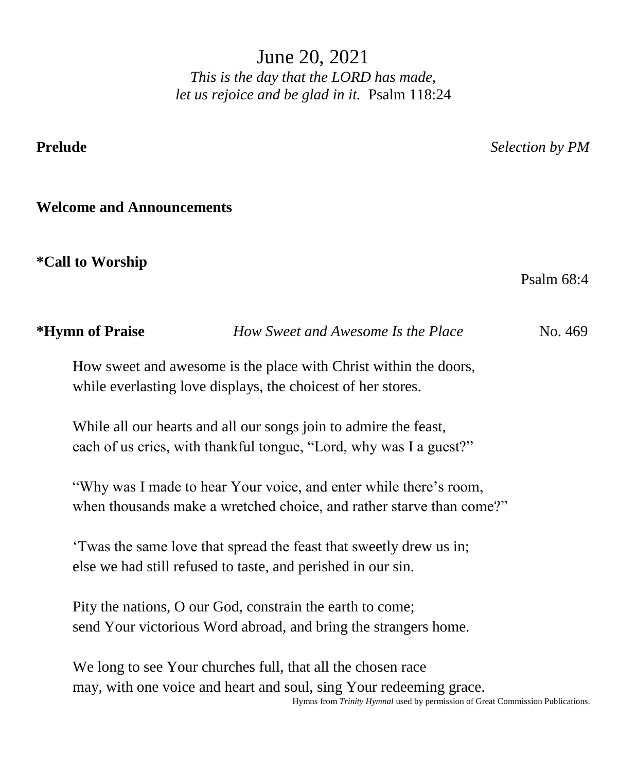# June 20, 2021

*This is the day that the LORD has made,*
*let us rejoice and be glad in it.* Psalm 118:24

**Prelude** *Selection by PM*

**Welcome and Announcements**

**\*Call to Worship**

Psalm 68:4

**\*Hymn of Praise** *How Sweet and Awesome Is the Place* No. 469

How sweet and awesome is the place with Christ within the doors,
while everlasting love displays, the choicest of her stores.

While all our hearts and all our songs join to admire the feast,
each of us cries, with thankful tongue, "Lord, why was I a guest?"

"Why was I made to hear Your voice, and enter while there's room,
when thousands make a wretched choice, and rather starve than come?"

'Twas the same love that spread the feast that sweetly drew us in;
else we had still refused to taste, and perished in our sin.

Pity the nations, O our God, constrain the earth to come;
send Your victorious Word abroad, and bring the strangers home.

We long to see Your churches full, that all the chosen race
may, with one voice and heart and soul, sing Your redeeming grace.

Hymns from *Trinity Hymnal* used by permission of Great Commission Publications.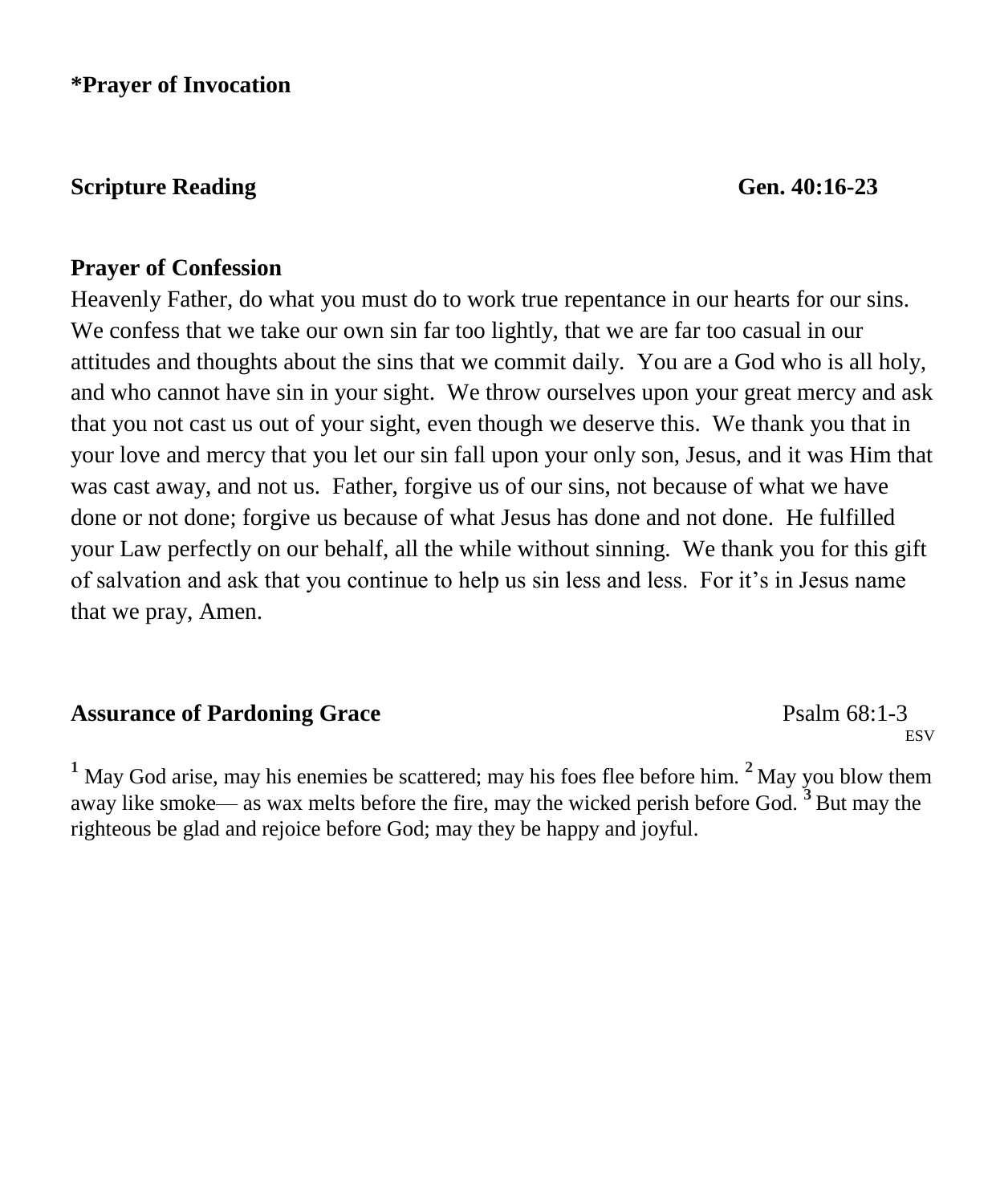**\*Prayer of Invocation**

**Scripture Reading** **Gen. 40:16-23**

**Prayer of Confession**

Heavenly Father, do what you must do to work true repentance in our hearts for our sins. We confess that we take our own sin far too lightly, that we are far too casual in our attitudes and thoughts about the sins that we commit daily. You are a God who is all holy, and who cannot have sin in your sight. We throw ourselves upon your great mercy and ask that you not cast us out of your sight, even though we deserve this. We thank you that in your love and mercy that you let our sin fall upon your only son, Jesus, and it was Him that was cast away, and not us. Father, forgive us of our sins, not because of what we have done or not done; forgive us because of what Jesus has done and not done. He fulfilled your Law perfectly on our behalf, all the while without sinning. We thank you for this gift of salvation and ask that you continue to help us sin less and less. For it's in Jesus name that we pray, Amen.

**Assurance of Pardoning Grace** Psalm 68:1-3 ESV

**1** May God arise, may his enemies be scattered; may his foes flee before him. **2** May you blow them away like smoke— as wax melts before the fire, may the wicked perish before God. **3** But may the righteous be glad and rejoice before God; may they be happy and joyful.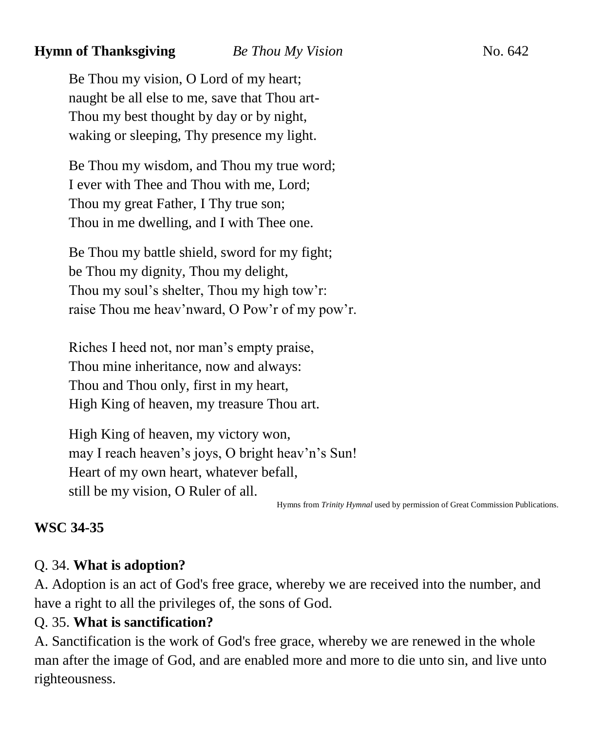**Hymn of Thanksgiving** *Be Thou My Vision* No. 642

Be Thou my vision, O Lord of my heart;
naught be all else to me, save that Thou art-
Thou my best thought by day or by night,
waking or sleeping, Thy presence my light.

Be Thou my wisdom, and Thou my true word;
I ever with Thee and Thou with me, Lord;
Thou my great Father, I Thy true son;
Thou in me dwelling, and I with Thee one.

Be Thou my battle shield, sword for my fight;
be Thou my dignity, Thou my delight,
Thou my soul's shelter, Thou my high tow'r:
raise Thou me heav'nward, O Pow'r of my pow'r.

Riches I heed not, nor man's empty praise,
Thou mine inheritance, now and always:
Thou and Thou only, first in my heart,
High King of heaven, my treasure Thou art.

High King of heaven, my victory won,
may I reach heaven's joys, O bright heav'n's Sun!
Heart of my own heart, whatever befall,
still be my vision, O Ruler of all.

Hymns from *Trinity Hymnal* used by permission of Great Commission Publications.

**WSC 34-35**

Q. 34. **What is adoption?**
A. Adoption is an act of God's free grace, whereby we are received into the number, and have a right to all the privileges of, the sons of God.
Q. 35. **What is sanctification?**
A. Sanctification is the work of God's free grace, whereby we are renewed in the whole man after the image of God, and are enabled more and more to die unto sin, and live unto righteousness.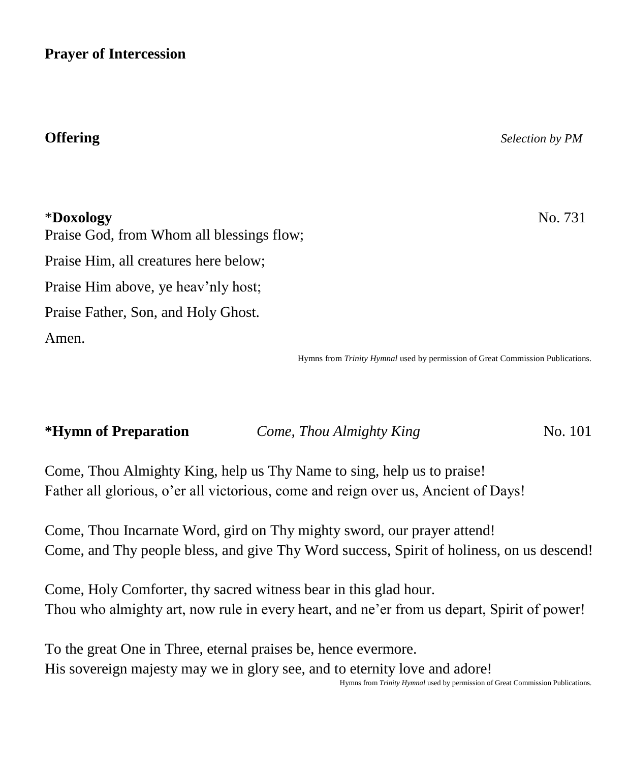**Prayer of Intercession**

**Offering** *Selection by PM*

*__Doxology__ No. 731

Praise God, from Whom all blessings flow;

Praise Him, all creatures here below;

Praise Him above, ye heav'nly host;

Praise Father, Son, and Holy Ghost.

Amen.

Hymns from *Trinity Hymnal* used by permission of Great Commission Publications.

**\*Hymn of Preparation** *Come, Thou Almighty King* No. 101

Come, Thou Almighty King, help us Thy Name to sing, help us to praise!
Father all glorious, o'er all victorious, come and reign over us, Ancient of Days!

Come, Thou Incarnate Word, gird on Thy mighty sword, our prayer attend!
Come, and Thy people bless, and give Thy Word success, Spirit of holiness, on us descend!

Come, Holy Comforter, thy sacred witness bear in this glad hour.
Thou who almighty art, now rule in every heart, and ne'er from us depart, Spirit of power!

To the great One in Three, eternal praises be, hence evermore.
His sovereign majesty may we in glory see, and to eternity love and adore!

Hymns from *Trinity Hymnal* used by permission of Great Commission Publications.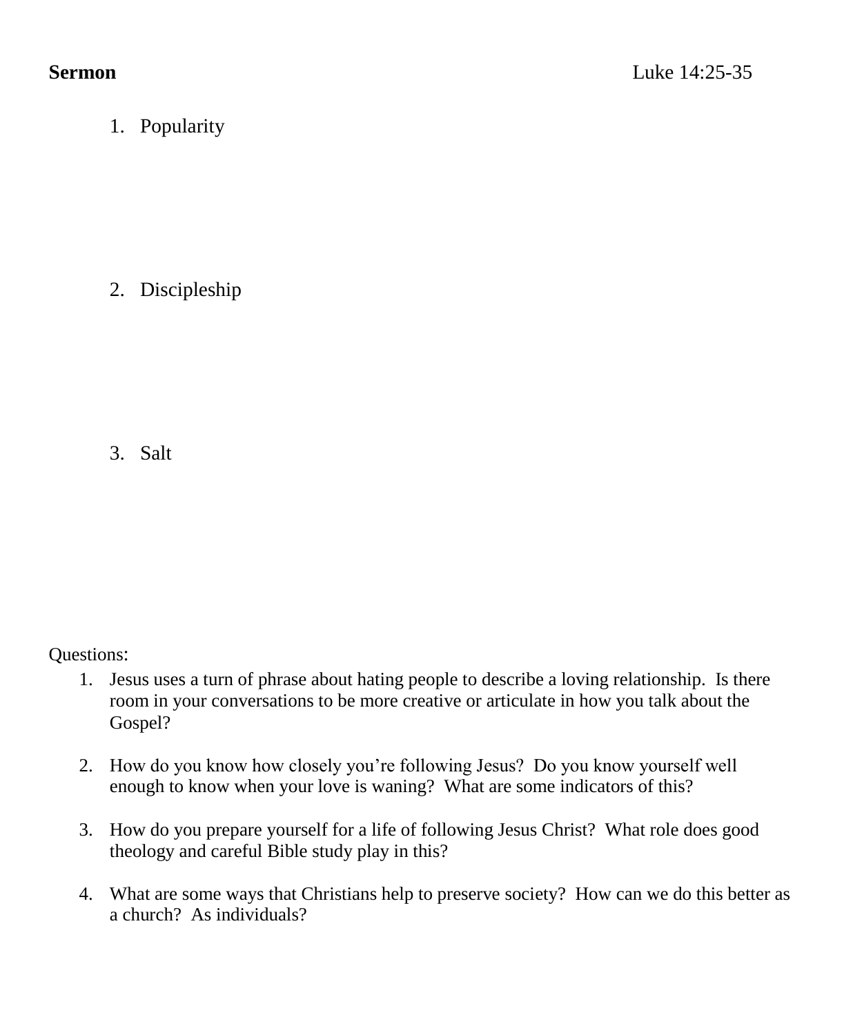**Sermon** Luke 14:25-35

1. Popularity

2. Discipleship

3. Salt

Questions:

1. Jesus uses a turn of phrase about hating people to describe a loving relationship. Is there room in your conversations to be more creative or articulate in how you talk about the Gospel?

2. How do you know how closely you're following Jesus? Do you know yourself well enough to know when your love is waning? What are some indicators of this?

3. How do you prepare yourself for a life of following Jesus Christ? What role does good theology and careful Bible study play in this?

4. What are some ways that Christians help to preserve society? How can we do this better as a church? As individuals?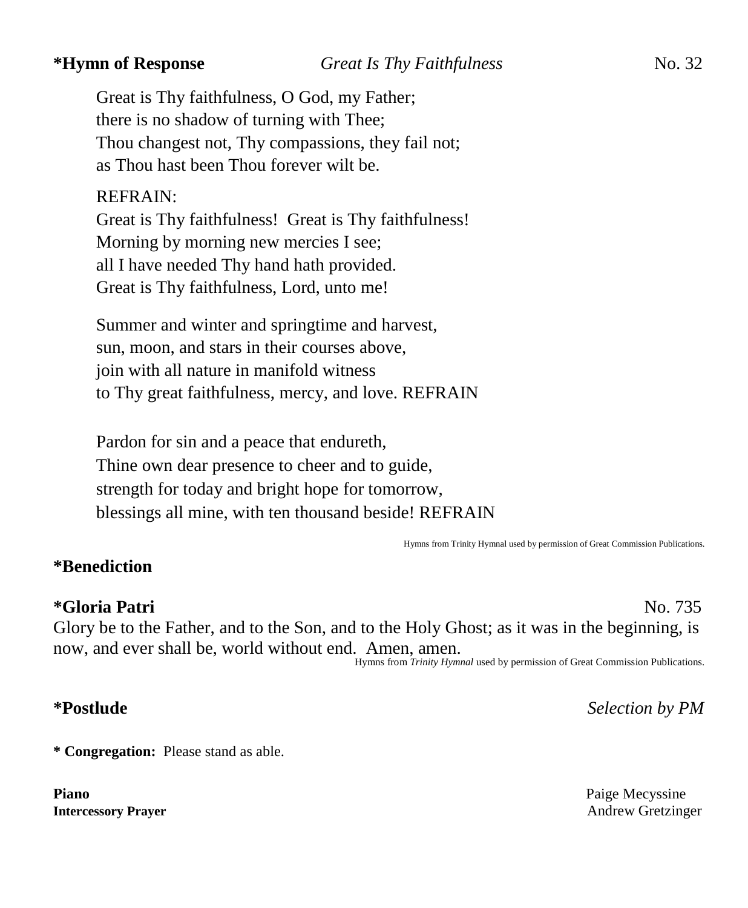**\*Hymn of Response** *Great Is Thy Faithfulness* No. 32

Great is Thy faithfulness, O God, my Father;
there is no shadow of turning with Thee;
Thou changest not, Thy compassions, they fail not;
as Thou hast been Thou forever wilt be.

REFRAIN:
Great is Thy faithfulness! Great is Thy faithfulness!
Morning by morning new mercies I see;
all I have needed Thy hand hath provided.
Great is Thy faithfulness, Lord, unto me!

Summer and winter and springtime and harvest,
sun, moon, and stars in their courses above,
join with all nature in manifold witness
to Thy great faithfulness, mercy, and love. REFRAIN

Pardon for sin and a peace that endureth,
Thine own dear presence to cheer and to guide,
strength for today and bright hope for tomorrow,
blessings all mine, with ten thousand beside! REFRAIN

Hymns from Trinity Hymnal used by permission of Great Commission Publications.

**\*Benediction**

**\*Gloria Patri** No. 735

Glory be to the Father, and to the Son, and to the Holy Ghost; as it was in the beginning, is now, and ever shall be, world without end. Amen, amen.

Hymns from *Trinity Hymnal* used by permission of Great Commission Publications.

**\*Postlude** *Selection by PM*

**\* Congregation:** Please stand as able.

**Piano** Paige Mecyssine
**Intercessory Prayer** Andrew Gretzinger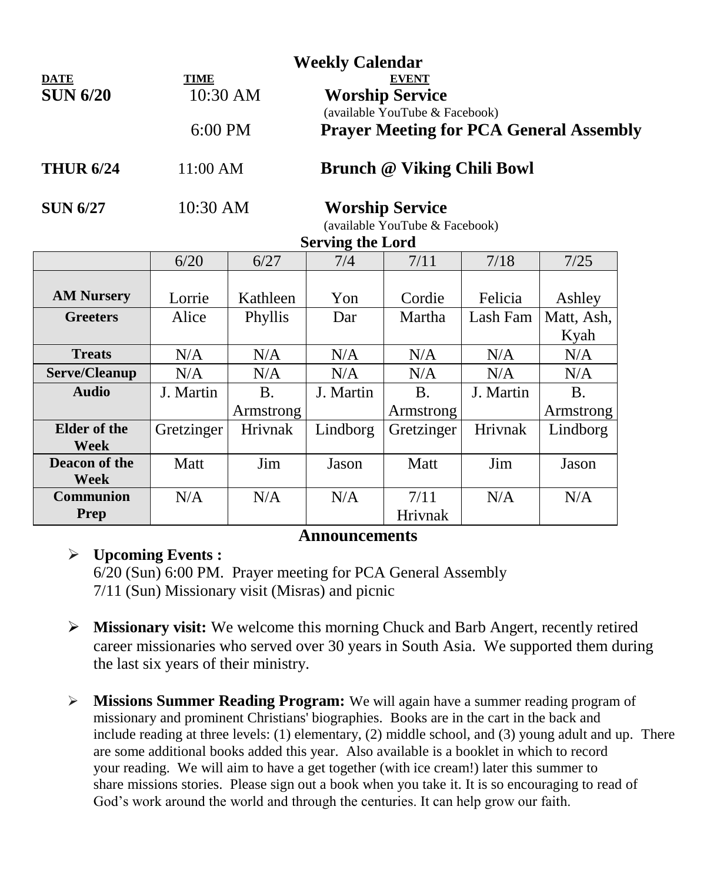## Weekly Calendar

| DATE | TIME | EVENT |
|---|---|---|
| **SUN 6/20** | 10:30 AM | **Worship Service** (available YouTube & Facebook) |
| | 6:00 PM | **Prayer Meeting for PCA General Assembly** |
| **THUR 6/24** | 11:00 AM | **Brunch @ Viking Chili Bowl** |
| **SUN 6/27** | 10:30 AM | **Worship Service** (available YouTube & Facebook) |

## Serving the Lord

| | 6/20 | 6/27 | 7/4 | 7/11 | 7/18 | 7/25 |
|---|---|---|---|---|---|---|
| **AM Nursery** | Lorrie | Kathleen | Yon | Cordie | Felicia | Ashley |
| **Greeters** | Alice | Phyllis | Dar | Martha | Lash Fam | Matt, Ash, Kyah |
| **Treats** | N/A | N/A | N/A | N/A | N/A | N/A |
| **Serve/Cleanup** | N/A | N/A | N/A | N/A | N/A | N/A |
| **Audio** | J. Martin | B. Armstrong | J. Martin | B. Armstrong | J. Martin | B. Armstrong |
| **Elder of the Week** | Gretzinger | Hrivnak | Lindborg | Gretzinger | Hrivnak | Lindborg |
| **Deacon of the Week** | Matt | Jim | Jason | Matt | Jim | Jason |
| **Communion Prep** | N/A | N/A | N/A | 7/11 Hrivnak | N/A | N/A |

## Announcements

- **Upcoming Events :**
  6/20 (Sun) 6:00 PM. Prayer meeting for PCA General Assembly
  7/11 (Sun) Missionary visit (Misras) and picnic

- **Missionary visit:** We welcome this morning Chuck and Barb Angert, recently retired career missionaries who served over 30 years in South Asia. We supported them during the last six years of their ministry.

- **Missions Summer Reading Program:** We will again have a summer reading program of missionary and prominent Christians' biographies. Books are in the cart in the back and include reading at three levels: (1) elementary, (2) middle school, and (3) young adult and up. There are some additional books added this year. Also available is a booklet in which to record your reading. We will aim to have a get together (with ice cream!) later this summer to share missions stories. Please sign out a book when you take it. It is so encouraging to read of God's work around the world and through the centuries. It can help grow our faith.